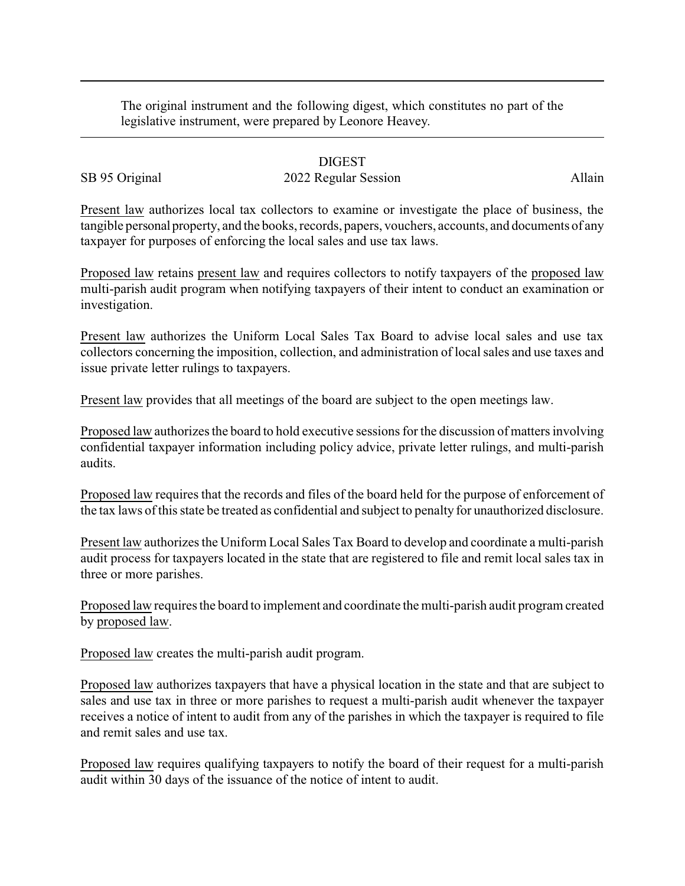The original instrument and the following digest, which constitutes no part of the legislative instrument, were prepared by Leonore Heavey.

## DIGEST

SB 95 Original — 2022 Regular Session — Allain

Present law authorizes local tax collectors to examine or investigate the place of business, the tangible personal property, and the books, records, papers, vouchers, accounts, and documents of any taxpayer for purposes of enforcing the local sales and use tax laws.

Proposed law retains present law and requires collectors to notify taxpayers of the proposed law multi-parish audit program when notifying taxpayers of their intent to conduct an examination or investigation.

Present law authorizes the Uniform Local Sales Tax Board to advise local sales and use tax collectors concerning the imposition, collection, and administration of local sales and use taxes and issue private letter rulings to taxpayers.

Present law provides that all meetings of the board are subject to the open meetings law.

Proposed law authorizes the board to hold executive sessions for the discussion of matters involving confidential taxpayer information including policy advice, private letter rulings, and multi-parish audits.

Proposed law requires that the records and files of the board held for the purpose of enforcement of the tax laws of this state be treated as confidential and subject to penalty for unauthorized disclosure.

Present law authorizes the Uniform Local Sales Tax Board to develop and coordinate a multi-parish audit process for taxpayers located in the state that are registered to file and remit local sales tax in three or more parishes.

Proposed law requires the board to implement and coordinate the multi-parish audit program created by proposed law.

Proposed law creates the multi-parish audit program.

Proposed law authorizes taxpayers that have a physical location in the state and that are subject to sales and use tax in three or more parishes to request a multi-parish audit whenever the taxpayer receives a notice of intent to audit from any of the parishes in which the taxpayer is required to file and remit sales and use tax.

Proposed law requires qualifying taxpayers to notify the board of their request for a multi-parish audit within 30 days of the issuance of the notice of intent to audit.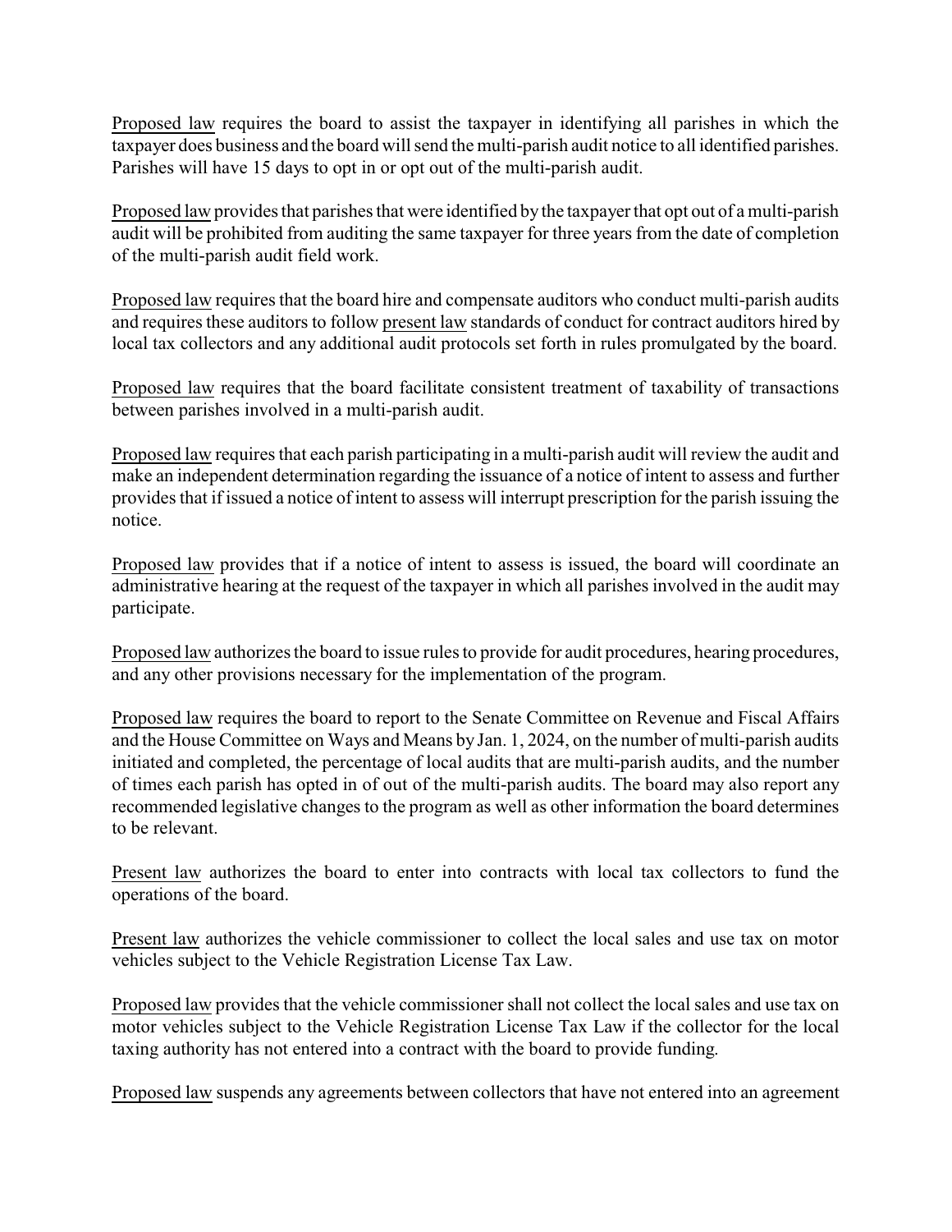Proposed law requires the board to assist the taxpayer in identifying all parishes in which the taxpayer does business and the board will send the multi-parish audit notice to all identified parishes. Parishes will have 15 days to opt in or opt out of the multi-parish audit.

Proposed law provides that parishes that were identified by the taxpayer that opt out of a multi-parish audit will be prohibited from auditing the same taxpayer for three years from the date of completion of the multi-parish audit field work.

Proposed law requires that the board hire and compensate auditors who conduct multi-parish audits and requires these auditors to follow present law standards of conduct for contract auditors hired by local tax collectors and any additional audit protocols set forth in rules promulgated by the board.

Proposed law requires that the board facilitate consistent treatment of taxability of transactions between parishes involved in a multi-parish audit.

Proposed law requires that each parish participating in a multi-parish audit will review the audit and make an independent determination regarding the issuance of a notice of intent to assess and further provides that if issued a notice of intent to assess will interrupt prescription for the parish issuing the notice.

Proposed law provides that if a notice of intent to assess is issued, the board will coordinate an administrative hearing at the request of the taxpayer in which all parishes involved in the audit may participate.

Proposed law authorizes the board to issue rules to provide for audit procedures, hearing procedures, and any other provisions necessary for the implementation of the program.

Proposed law requires the board to report to the Senate Committee on Revenue and Fiscal Affairs and the House Committee on Ways and Means by Jan. 1, 2024, on the number of multi-parish audits initiated and completed, the percentage of local audits that are multi-parish audits, and the number of times each parish has opted in of out of the multi-parish audits. The board may also report any recommended legislative changes to the program as well as other information the board determines to be relevant.

Present law authorizes the board to enter into contracts with local tax collectors to fund the operations of the board.

Present law authorizes the vehicle commissioner to collect the local sales and use tax on motor vehicles subject to the Vehicle Registration License Tax Law.

Proposed law provides that the vehicle commissioner shall not collect the local sales and use tax on motor vehicles subject to the Vehicle Registration License Tax Law if the collector for the local taxing authority has not entered into a contract with the board to provide funding.

Proposed law suspends any agreements between collectors that have not entered into an agreement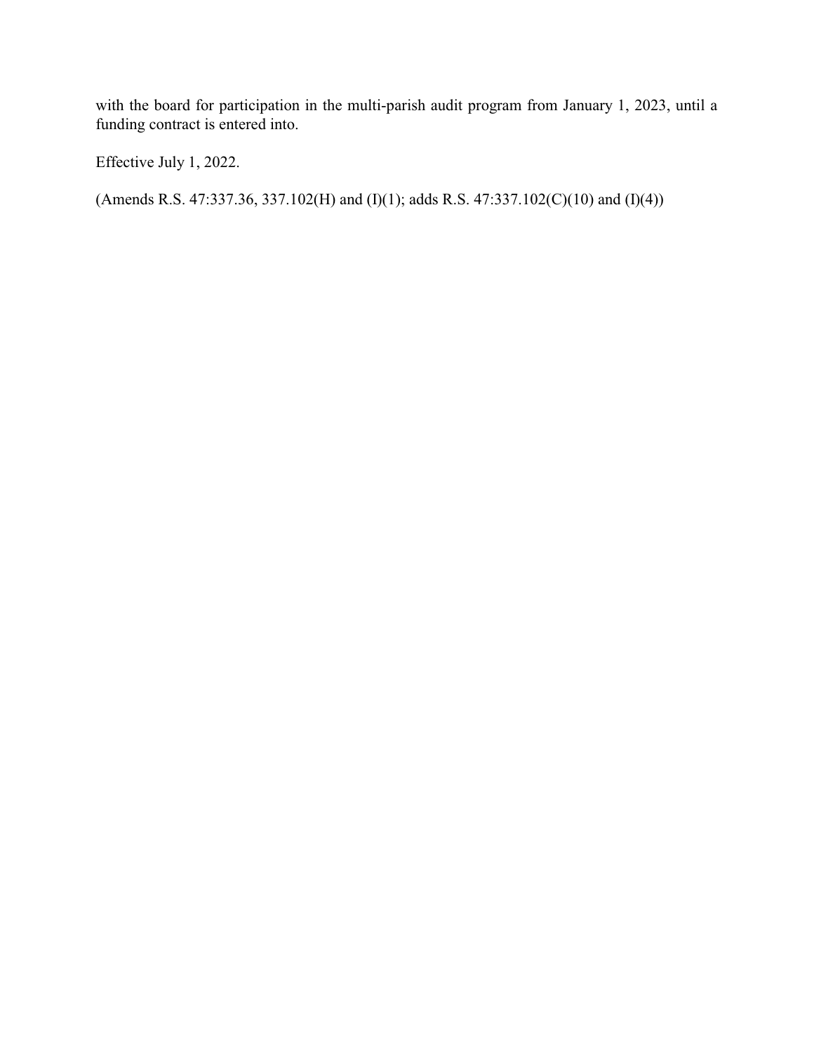with the board for participation in the multi-parish audit program from January 1, 2023, until a funding contract is entered into.

Effective July 1, 2022.

(Amends R.S. 47:337.36, 337.102(H) and (I)(1); adds R.S. 47:337.102(C)(10) and (I)(4))